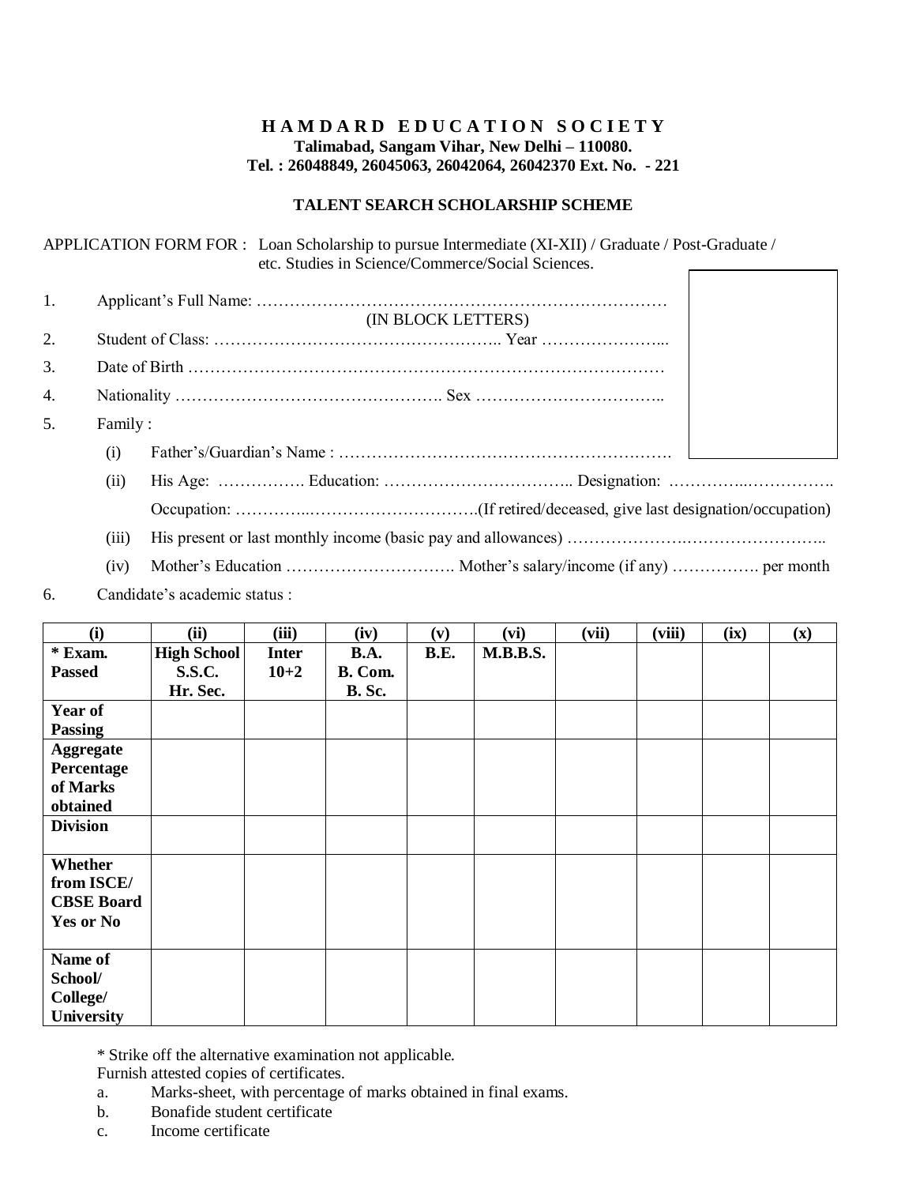# HAMDARD EDUCATION SOCIETY

**Talimabad, Sangam Vihar, New Delhi – 110080.**
**Tel. : 26048849, 26045063, 26042064, 26042370 Ext. No. - 221**

## TALENT SEARCH SCHOLARSHIP SCHEME

APPLICATION FORM FOR : Loan Scholarship to pursue Intermediate (XI-XII) / Graduate / Post-Graduate / etc. Studies in Science/Commerce/Social Sciences.

1. Applicant's Full Name: …………………………………………………………………
   (IN BLOCK LETTERS)
2. Student of Class: …………………………………………….. Year …………………...
3. Date of Birth ……………………………………………………………………………
4. Nationality …………………………………………. Sex ……………………………..
5. Family :
   - (i) Father's/Guardian's Name : …………………………………………………….
   - (ii) His Age: ……………. Education: …………………………….. Designation: …………..…………….
     Occupation: …………..…………………………(If retired/deceased, give last designation/occupation)
   - (iii) His present or last monthly income (basic pay and allowances) …………………..……………………..
   - (iv) Mother's Education …………………………. Mother's salary/income (if any) ……………. per month
6. Candidate's academic status :

| (i) | (ii) | (iii) | (iv) | (v) | (vi) | (vii) | (viii) | (ix) | (x) |
|---|---|---|---|---|---|---|---|---|---|
| **\* Exam. Passed** | **High School S.S.C. Hr. Sec.** | **Inter 10+2** | **B.A. B. Com. B. Sc.** | **B.E.** | **M.B.B.S.** | | | | |
| **Year of Passing** | | | | | | | | | |
| **Aggregate Percentage of Marks obtained** | | | | | | | | | |
| **Division** | | | | | | | | | |
| **Whether from ISCE/ CBSE Board Yes or No** | | | | | | | | | |
| **Name of School/ College/ University** | | | | | | | | | |

\* Strike off the alternative examination not applicable.

Furnish attested copies of certificates.

a. Marks-sheet, with percentage of marks obtained in final exams.
b. Bonafide student certificate
c. Income certificate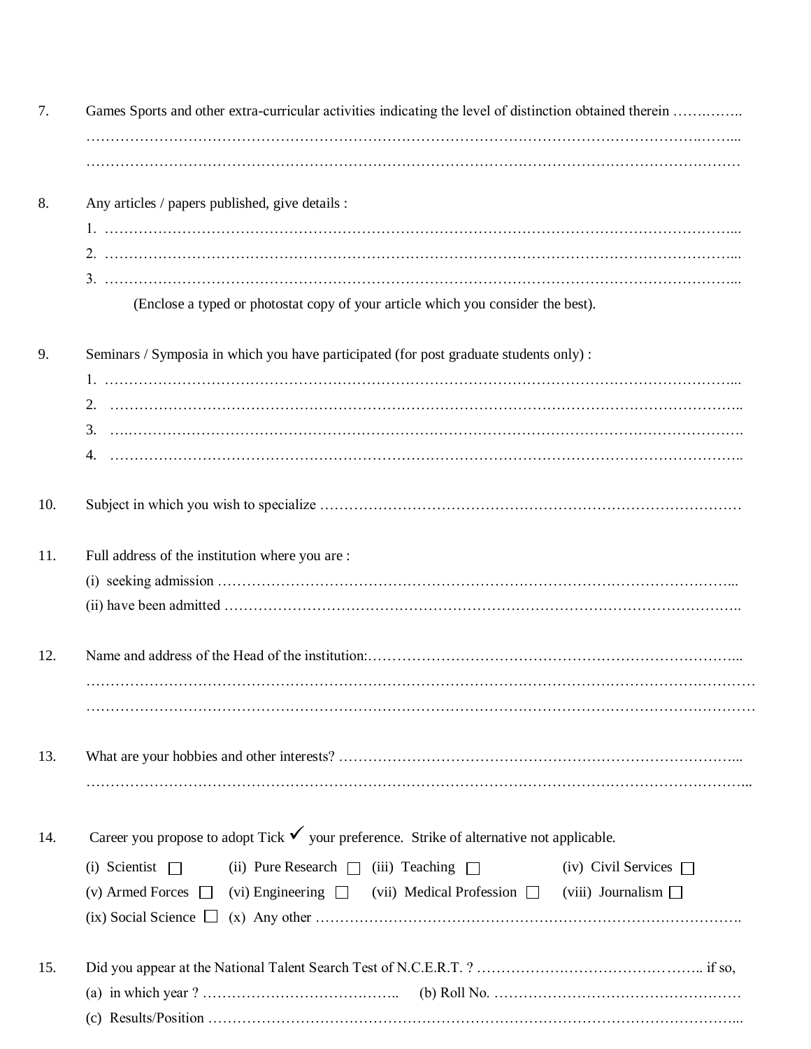7. Games Sports and other extra-curricular activities indicating the level of distinction obtained therein …….……..
……………………………………………………………………………………………………………………..
……………………………………………………………………………………………………………………

8. Any articles / papers published, give details :
   1. ……………………………………………………………………………………………………………...
   2. ……………………………………………………………………………………………………………...
   3. ……………………………………………………………………………………………………………...

   (Enclose a typed or photostat copy of your article which you consider the best).

9. Seminars / Symposia in which you have participated (for post graduate students only) :
   1. ……………………………………………………………………………………………………………...
   2. ……………………………………………………………………………………………………………..
   3. ……………………………………………………………………………………………………………..
   4. ……………………………………………………………………………………………………………..

10. Subject in which you wish to specialize ……………………………………………………………………………

11. Full address of the institution where you are :
    (i) seeking admission ……………………………………………………………………………………………...
    (ii) have been admitted …………………………………………………………………………………………..

12. Name and address of the Head of the institution:…………………………………………………………………...
……………………………………………………………………………………………………………………
……………………………………………………………………………………………………………………

13. What are your hobbies and other interests? …………………………………………………………………………...
……………………………………………………………………………………………………………………...

14. Career you propose to adopt Tick ✓ your preference. Strike of alternative not applicable.

    (i) Scientist ☐ (ii) Pure Research ☐ (iii) Teaching ☐ (iv) Civil Services ☐
    (v) Armed Forces ☐ (vi) Engineering ☐ (vii) Medical Profession ☐ (viii) Journalism ☐
    (ix) Social Science ☐ (x) Any other ……………………………………………………………………………….

15. Did you appear at the National Talent Search Test of N.C.E.R.T. ? ……………………………………….. if so,
    (a) in which year ? ………………………………….. (b) Roll No. ……………………………………………
    (c) Results/Position ……………………………………………………………………………………………...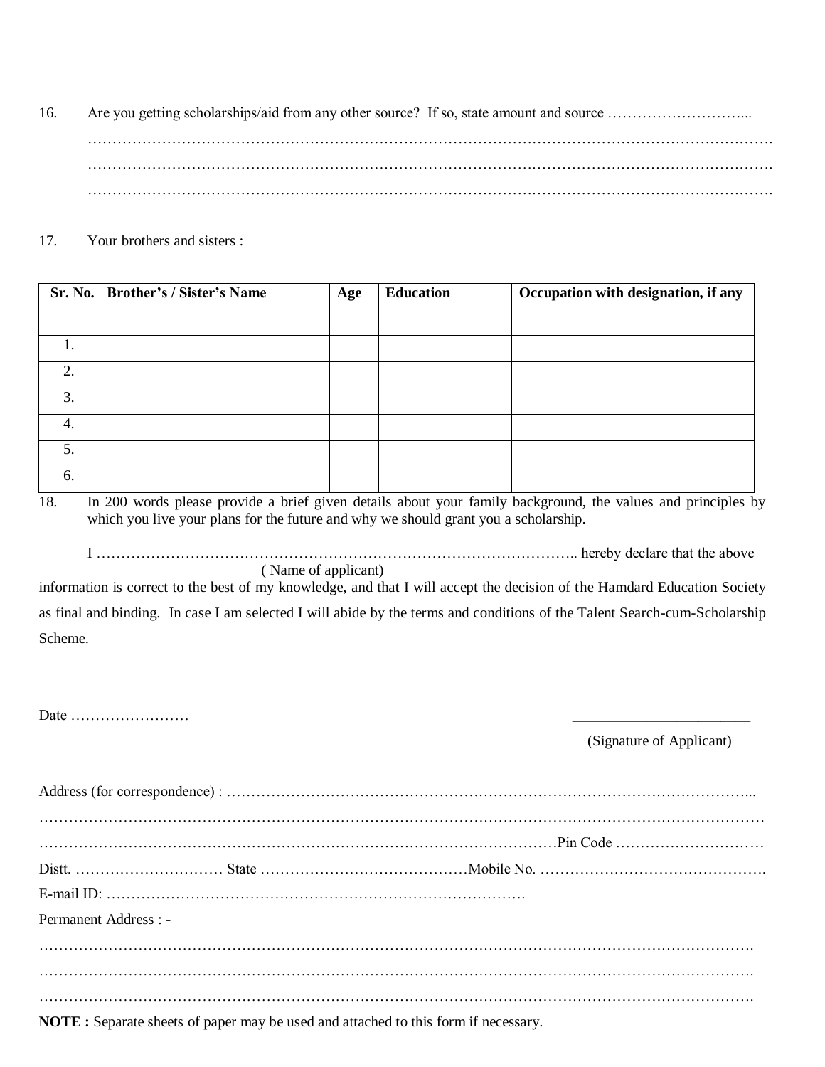16. Are you getting scholarships/aid from any other source? If so, state amount and source ………………………...
………………………………………………………………………………………………………………………….
………………………………………………………………………………………………………………………….
………………………………………………………………………………………………………………………….

17. Your brothers and sisters :

| Sr. No. | Brother's / Sister's Name | Age | Education | Occupation with designation, if any |
|---|---|---|---|---|
| 1. | | | | |
| 2. | | | | |
| 3. | | | | |
| 4. | | | | |
| 5. | | | | |
| 6. | | | | |

18. In 200 words please provide a brief given details about your family background, the values and principles by which you live your plans for the future and why we should grant you a scholarship.

I ……………………………………………………………………………………….. hereby declare that the above
( Name of applicant )
information is correct to the best of my knowledge, and that I will accept the decision of the Hamdard Education Society as final and binding. In case I am selected I will abide by the terms and conditions of the Talent Search-cum-Scholarship Scheme.

Date ……………………

_______________________
(Signature of Applicant)

Address (for correspondence) : ……………………………………………………………………………………………...
…………………………………………………………………………………………………………………………
……………………………………………………………………………………………………Pin Code …………………………
Distt. ………………………… State ……………………………………Mobile No. ……………………………………….
E-mail ID: ……………………………………………………………………………….
Permanent Address : -
…………………………………………………………………………………………………………………………
…………………………………………………………………………………………………………………………
…………………………………………………………………………………………………………………………

**NOTE :** Separate sheets of paper may be used and attached to this form if necessary.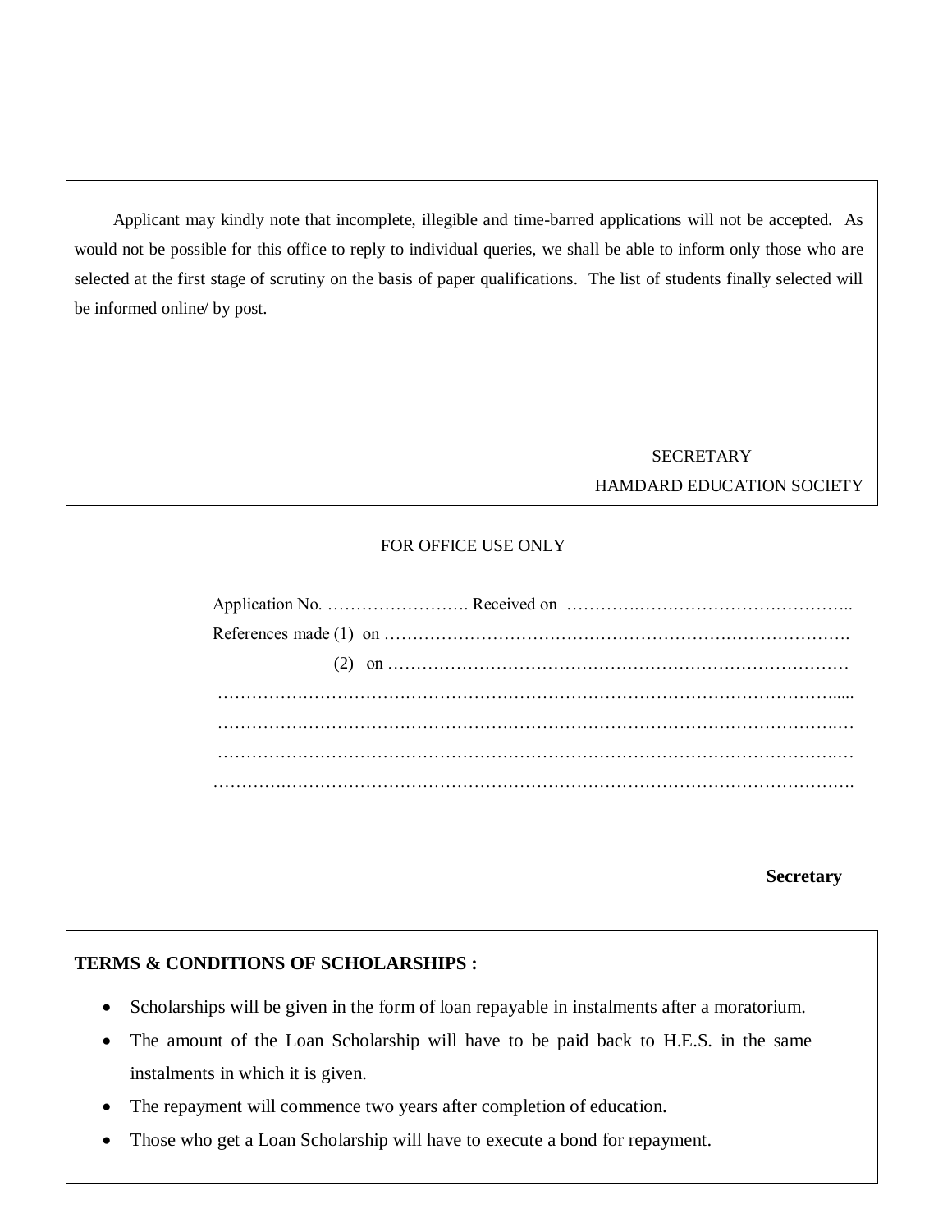Applicant may kindly note that incomplete, illegible and time-barred applications will not be accepted. As would not be possible for this office to reply to individual queries, we shall be able to inform only those who are selected at the first stage of scrutiny on the basis of paper qualifications. The list of students finally selected will be informed online/ by post.

SECRETARY
HAMDARD EDUCATION SOCIETY

FOR OFFICE USE ONLY

Application No. ……………………. Received on …………………………………………..

References made (1) on ……………………………………………………………………….

(2) on ………………………………………………………………………

…………………………………………………………………………………………………....

…………………………………………………………………………………………………

…………………………………………………………………………………………………

…………………………………………………………………………………………………

**Secretary**

**TERMS & CONDITIONS OF SCHOLARSHIPS :**

- Scholarships will be given in the form of loan repayable in instalments after a moratorium.
- The amount of the Loan Scholarship will have to be paid back to H.E.S. in the same instalments in which it is given.
- The repayment will commence two years after completion of education.
- Those who get a Loan Scholarship will have to execute a bond for repayment.